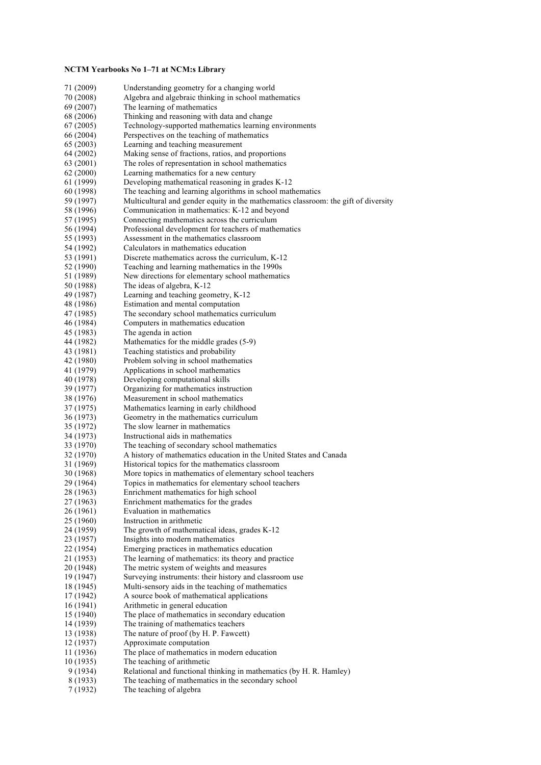**NCTM Yearbooks No 1–71 at NCM:s Library**

| | |
|---|---|
| 71 (2009) | Understanding geometry for a changing world |
| 70 (2008) | Algebra and algebraic thinking in school mathematics |
| 69 (2007) | The learning of mathematics |
| 68 (2006) | Thinking and reasoning with data and change |
| 67 (2005) | Technology-supported mathematics learning environments |
| 66 (2004) | Perspectives on the teaching of mathematics |
| 65 (2003) | Learning and teaching measurement |
| 64 (2002) | Making sense of fractions, ratios, and proportions |
| 63 (2001) | The roles of representation in school mathematics |
| 62 (2000) | Learning mathematics for a new century |
| 61 (1999) | Developing mathematical reasoning in grades K-12 |
| 60 (1998) | The teaching and learning algorithms in school mathematics |
| 59 (1997) | Multicultural and gender equity in the mathematics classroom: the gift of diversity |
| 58 (1996) | Communication in mathematics: K-12 and beyond |
| 57 (1995) | Connecting mathematics across the curriculum |
| 56 (1994) | Professional development for teachers of mathematics |
| 55 (1993) | Assessment in the mathematics classroom |
| 54 (1992) | Calculators in mathematics education |
| 53 (1991) | Discrete mathematics across the curriculum, K-12 |
| 52 (1990) | Teaching and learning mathematics in the 1990s |
| 51 (1989) | New directions for elementary school mathematics |
| 50 (1988) | The ideas of algebra, K-12 |
| 49 (1987) | Learning and teaching geometry, K-12 |
| 48 (1986) | Estimation and mental computation |
| 47 (1985) | The secondary school mathematics curriculum |
| 46 (1984) | Computers in mathematics education |
| 45 (1983) | The agenda in action |
| 44 (1982) | Mathematics for the middle grades (5-9) |
| 43 (1981) | Teaching statistics and probability |
| 42 (1980) | Problem solving in school mathematics |
| 41 (1979) | Applications in school mathematics |
| 40 (1978) | Developing computational skills |
| 39 (1977) | Organizing for mathematics instruction |
| 38 (1976) | Measurement in school mathematics |
| 37 (1975) | Mathematics learning in early childhood |
| 36 (1973) | Geometry in the mathematics curriculum |
| 35 (1972) | The slow learner in mathematics |
| 34 (1973) | Instructional aids in mathematics |
| 33 (1970) | The teaching of secondary school mathematics |
| 32 (1970) | A history of mathematics education in the United States and Canada |
| 31 (1969) | Historical topics for the mathematics classroom |
| 30 (1968) | More topics in mathematics of elementary school teachers |
| 29 (1964) | Topics in mathematics for elementary school teachers |
| 28 (1963) | Enrichment mathematics for high school |
| 27 (1963) | Enrichment mathematics for the grades |
| 26 (1961) | Evaluation in mathematics |
| 25 (1960) | Instruction in arithmetic |
| 24 (1959) | The growth of mathematical ideas, grades K-12 |
| 23 (1957) | Insights into modern mathematics |
| 22 (1954) | Emerging practices in mathematics education |
| 21 (1953) | The learning of mathematics: its theory and practice |
| 20 (1948) | The metric system of weights and measures |
| 19 (1947) | Surveying instruments: their history and classroom use |
| 18 (1945) | Multi-sensory aids in the teaching of mathematics |
| 17 (1942) | A source book of mathematical applications |
| 16 (1941) | Arithmetic in general education |
| 15 (1940) | The place of mathematics in secondary education |
| 14 (1939) | The training of mathematics teachers |
| 13 (1938) | The nature of proof (by H. P. Fawcett) |
| 12 (1937) | Approximate computation |
| 11 (1936) | The place of mathematics in modern education |
| 10 (1935) | The teaching of arithmetic |
| 9 (1934) | Relational and functional thinking in mathematics (by H. R. Hamley) |
| 8 (1933) | The teaching of mathematics in the secondary school |
| 7 (1932) | The teaching of algebra |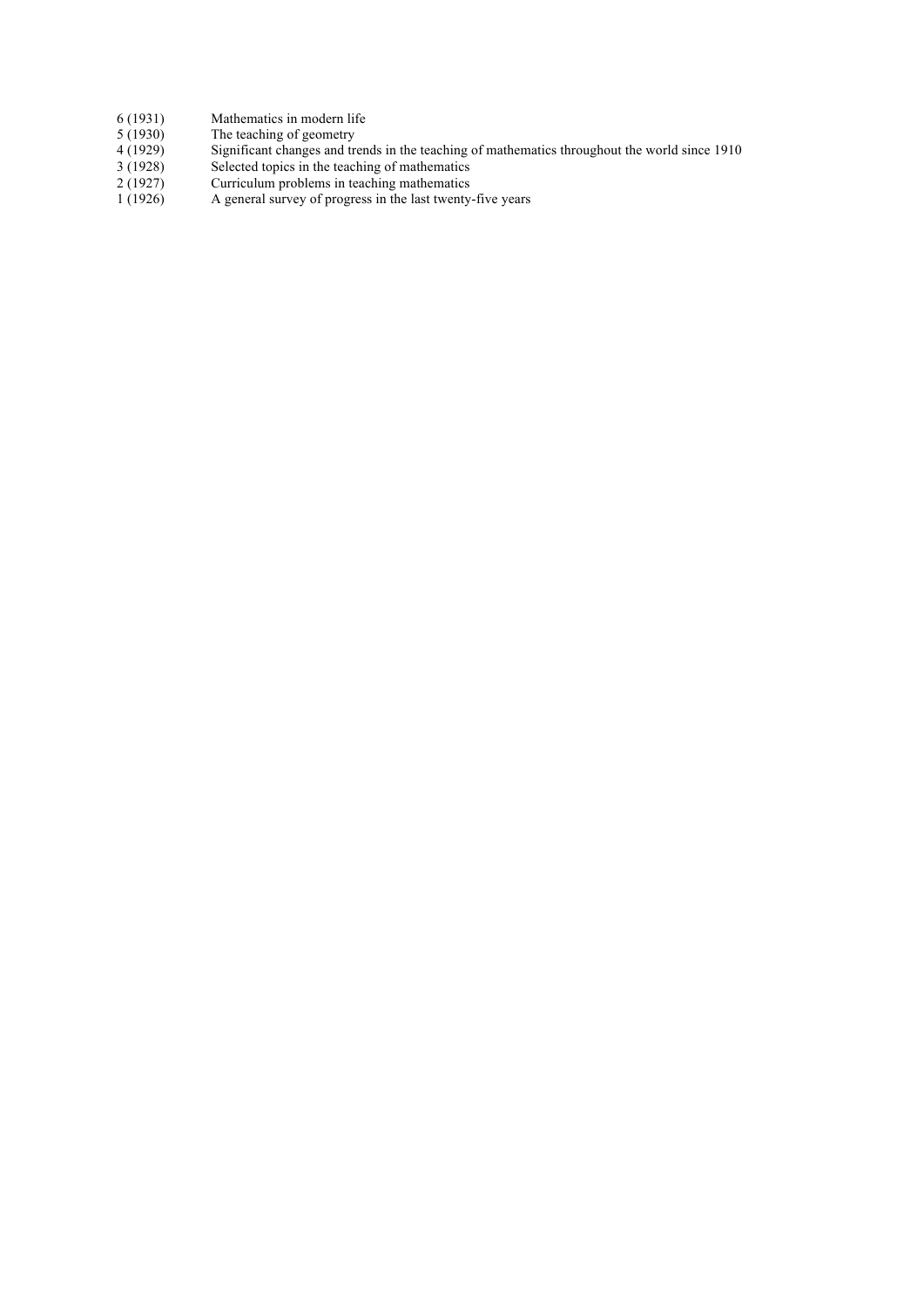| | |
|---|---|
| 6 (1931) | Mathematics in modern life |
| 5 (1930) | The teaching of geometry |
| 4 (1929) | Significant changes and trends in the teaching of mathematics throughout the world since 1910 |
| 3 (1928) | Selected topics in the teaching of mathematics |
| 2 (1927) | Curriculum problems in teaching mathematics |
| 1 (1926) | A general survey of progress in the last twenty-five years |